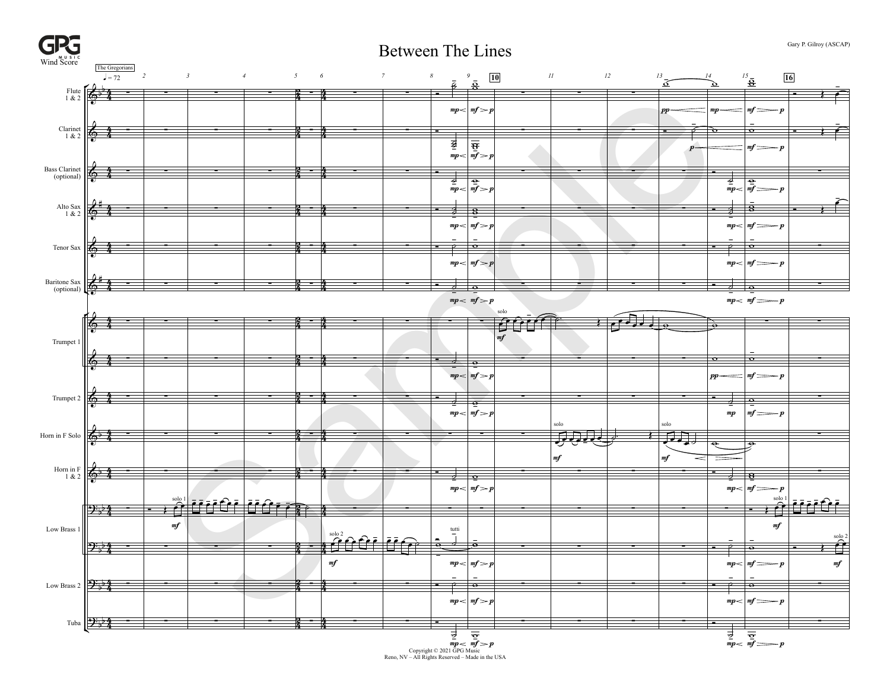# Between The Lines

Wind Score

Gary P. Gilroy (ASCAP)

Copyright © 2021 GPG Music
Reno, NV – All Rights Reserved – Made in the USA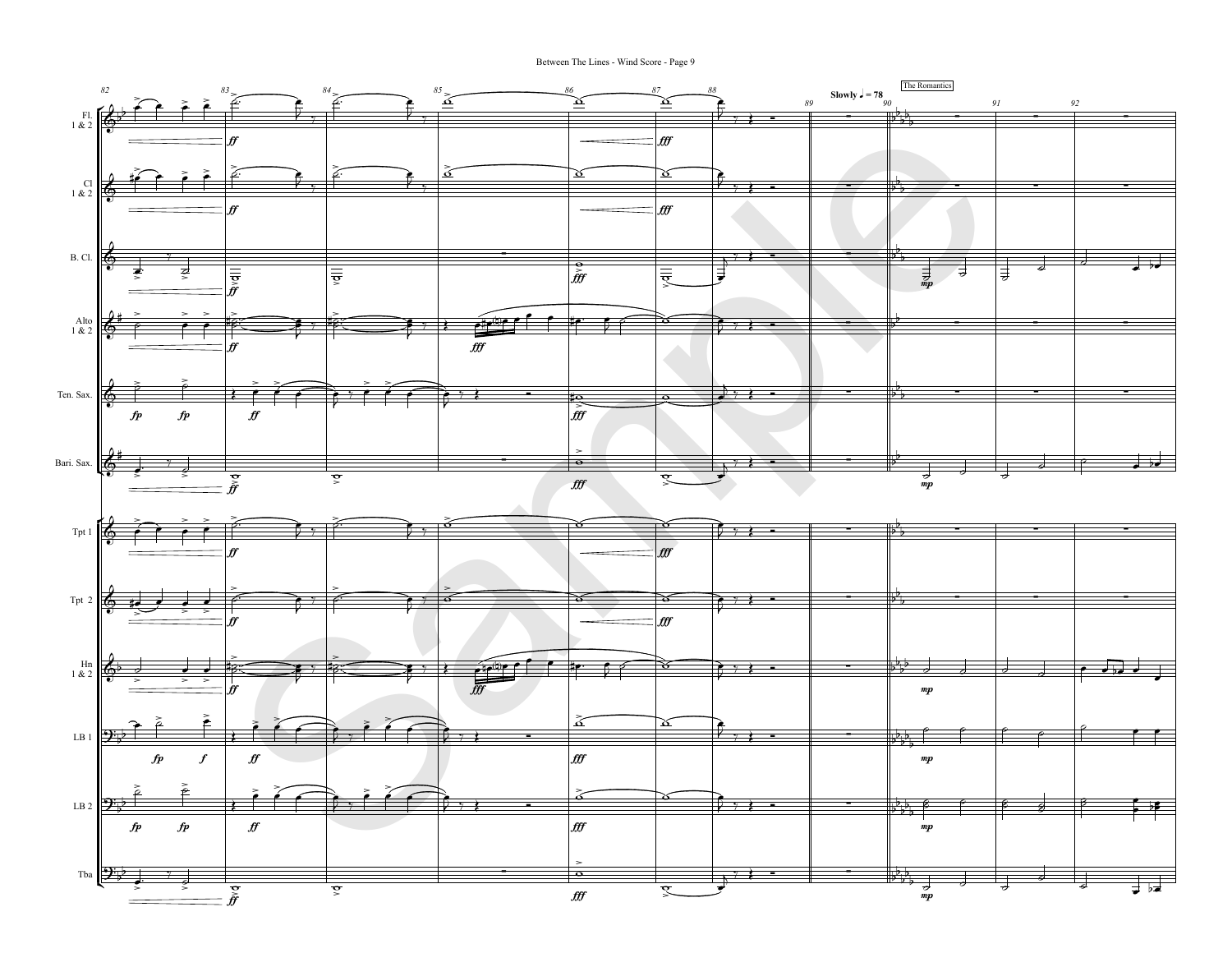Slowly ♩ = 78

The Romantics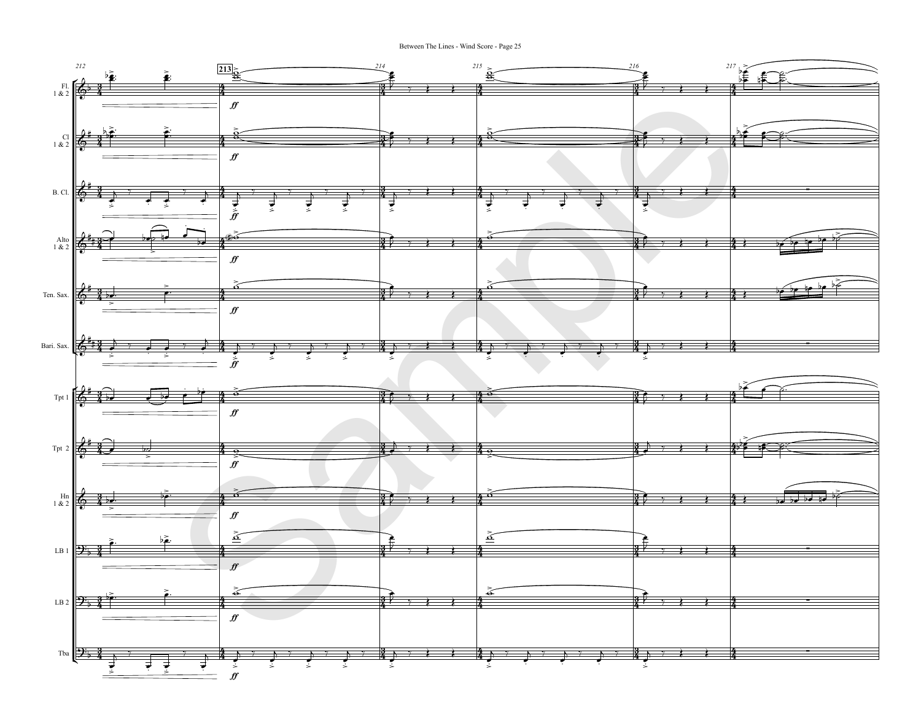Fl. 1 & 2

Cl 1 & 2

B. Cl.

Alto 1 & 2

Ten. Sax.

Bari. Sax.

Tpt 1

Tpt 2

Hn 1 & 2

LB 1

LB 2

Tba

212

213

214

215

216

217

ff